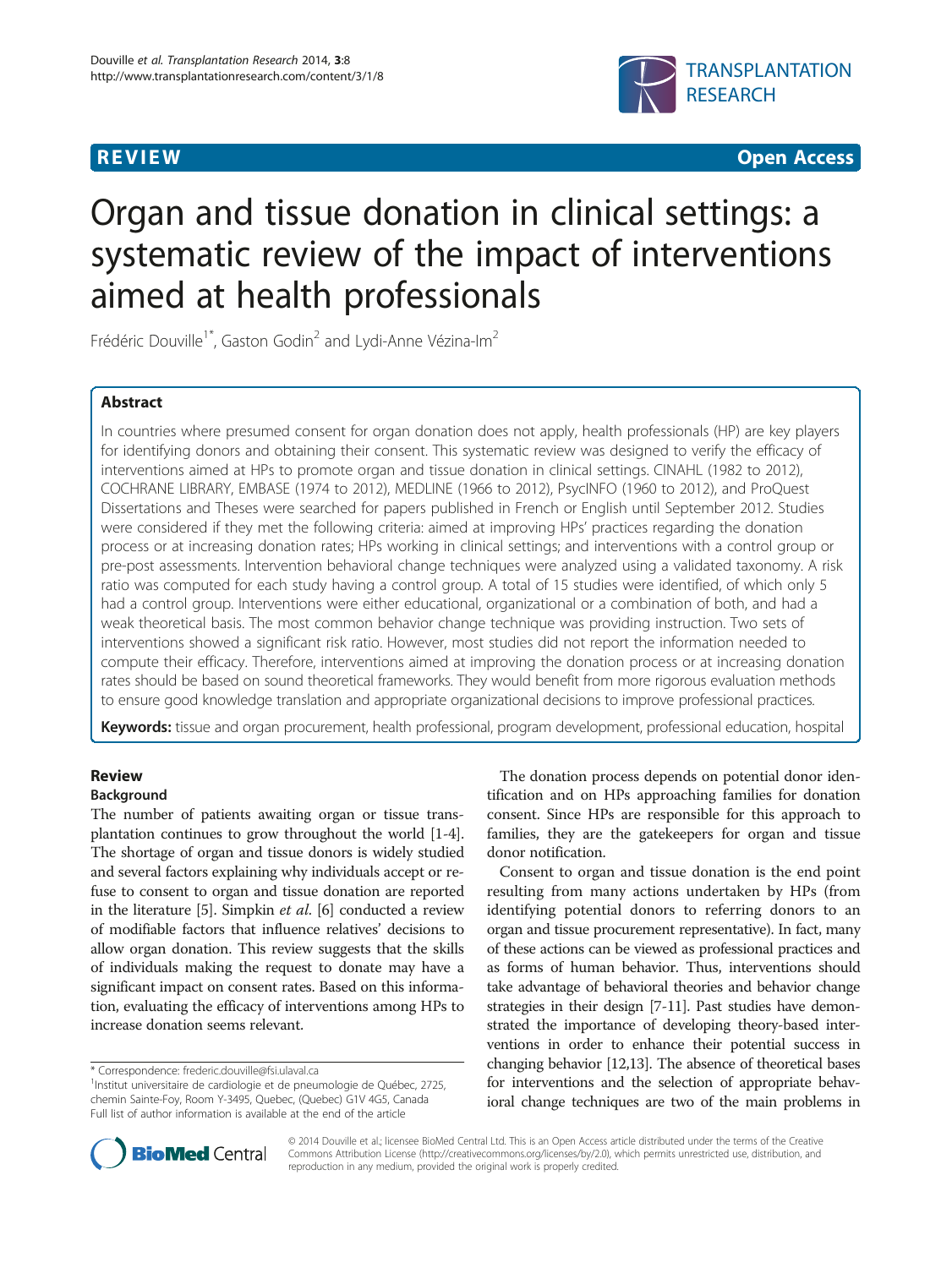**REVIEW** **Open Access**

# Organ and tissue donation in clinical settings: a systematic review of the impact of interventions aimed at health professionals

Frédéric Douville[1*], Gaston Godin[2] and Lydi-Anne Vézina-Im[2]

## Abstract

In countries where presumed consent for organ donation does not apply, health professionals (HP) are key players for identifying donors and obtaining their consent. This systematic review was designed to verify the efficacy of interventions aimed at HPs to promote organ and tissue donation in clinical settings. CINAHL (1982 to 2012), COCHRANE LIBRARY, EMBASE (1974 to 2012), MEDLINE (1966 to 2012), PsycINFO (1960 to 2012), and ProQuest Dissertations and Theses were searched for papers published in French or English until September 2012. Studies were considered if they met the following criteria: aimed at improving HPs' practices regarding the donation process or at increasing donation rates; HPs working in clinical settings; and interventions with a control group or pre-post assessments. Intervention behavioral change techniques were analyzed using a validated taxonomy. A risk ratio was computed for each study having a control group. A total of 15 studies were identified, of which only 5 had a control group. Interventions were either educational, organizational or a combination of both, and had a weak theoretical basis. The most common behavior change technique was providing instruction. Two sets of interventions showed a significant risk ratio. However, most studies did not report the information needed to compute their efficacy. Therefore, interventions aimed at improving the donation process or at increasing donation rates should be based on sound theoretical frameworks. They would benefit from more rigorous evaluation methods to ensure good knowledge translation and appropriate organizational decisions to improve professional practices.

**Keywords:** tissue and organ procurement, health professional, program development, professional education, hospital

## Review

### Background

The number of patients awaiting organ or tissue transplantation continues to grow throughout the world [1-4]. The shortage of organ and tissue donors is widely studied and several factors explaining why individuals accept or refuse to consent to organ and tissue donation are reported in the literature [5]. Simpkin *et al.* [6] conducted a review of modifiable factors that influence relatives' decisions to allow organ donation. This review suggests that the skills of individuals making the request to donate may have a significant impact on consent rates. Based on this information, evaluating the efficacy of interventions among HPs to increase donation seems relevant.

The donation process depends on potential donor identification and on HPs approaching families for donation consent. Since HPs are responsible for this approach to families, they are the gatekeepers for organ and tissue donor notification.

Consent to organ and tissue donation is the end point resulting from many actions undertaken by HPs (from identifying potential donors to referring donors to an organ and tissue procurement representative). In fact, many of these actions can be viewed as professional practices and as forms of human behavior. Thus, interventions should take advantage of behavioral theories and behavior change strategies in their design [7-11]. Past studies have demonstrated the importance of developing theory-based interventions in order to enhance their potential success in changing behavior [12,13]. The absence of theoretical bases for interventions and the selection of appropriate behavioral change techniques are two of the main problems in

\* Correspondence: frederic.douville@fsi.ulaval.ca

[1]Institut universitaire de cardiologie et de pneumologie de Québec, 2725, chemin Sainte-Foy, Room Y-3495, Quebec, (Quebec) G1V 4G5, Canada

Full list of author information is available at the end of the article

© 2014 Douville et al.; licensee BioMed Central Ltd. This is an Open Access article distributed under the terms of the Creative Commons Attribution License (http://creativecommons.org/licenses/by/2.0), which permits unrestricted use, distribution, and reproduction in any medium, provided the original work is properly credited.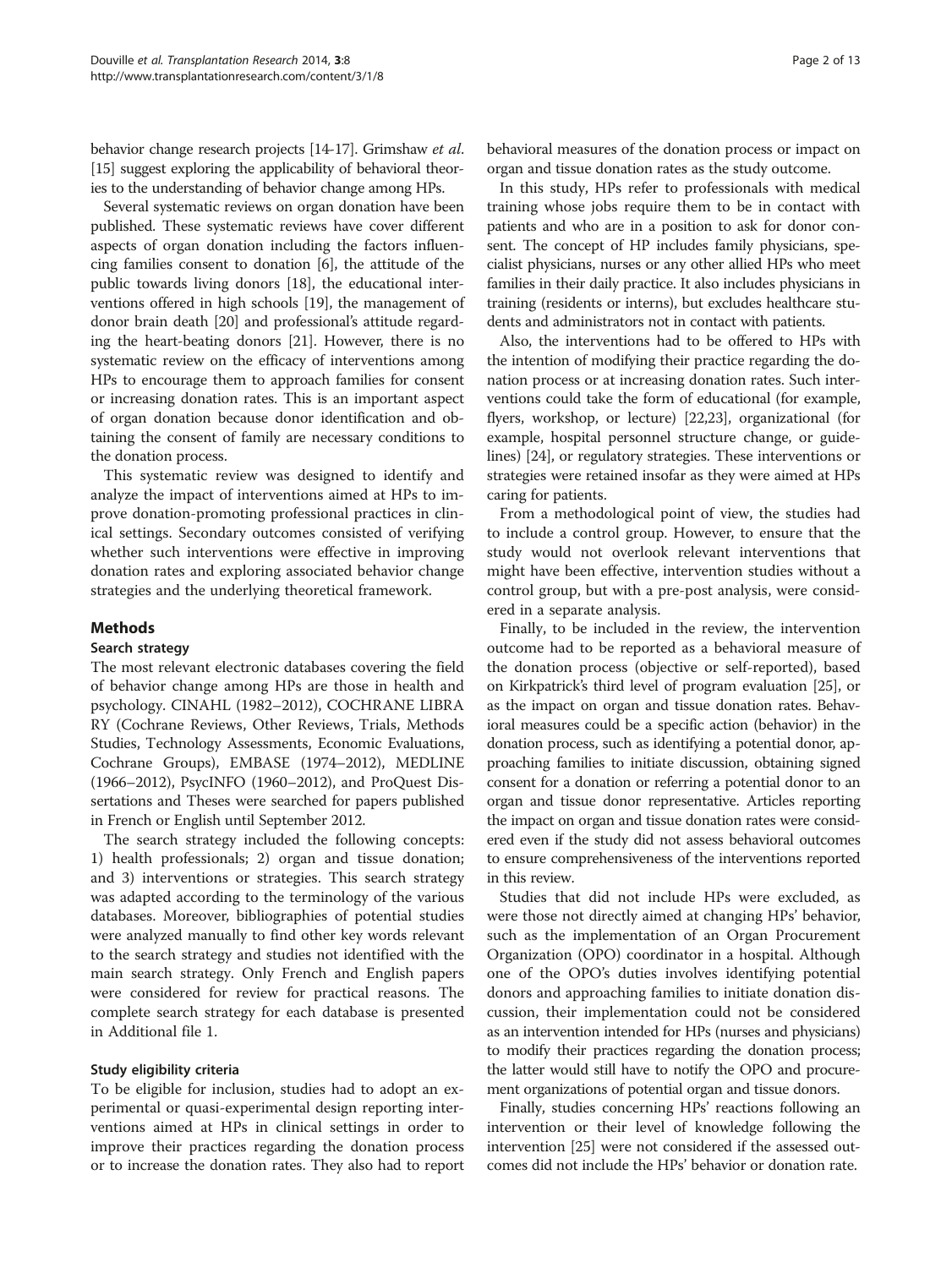behavior change research projects [14-17]. Grimshaw *et al.* [15] suggest exploring the applicability of behavioral theories to the understanding of behavior change among HPs.

Several systematic reviews on organ donation have been published. These systematic reviews have cover different aspects of organ donation including the factors influencing families consent to donation [6], the attitude of the public towards living donors [18], the educational interventions offered in high schools [19], the management of donor brain death [20] and professional's attitude regarding the heart-beating donors [21]. However, there is no systematic review on the efficacy of interventions among HPs to encourage them to approach families for consent or increasing donation rates. This is an important aspect of organ donation because donor identification and obtaining the consent of family are necessary conditions to the donation process.

This systematic review was designed to identify and analyze the impact of interventions aimed at HPs to improve donation-promoting professional practices in clinical settings. Secondary outcomes consisted of verifying whether such interventions were effective in improving donation rates and exploring associated behavior change strategies and the underlying theoretical framework.

## Methods

### Search strategy

The most relevant electronic databases covering the field of behavior change among HPs are those in health and psychology. CINAHL (1982–2012), COCHRANE LIBRARY (Cochrane Reviews, Other Reviews, Trials, Methods Studies, Technology Assessments, Economic Evaluations, Cochrane Groups), EMBASE (1974–2012), MEDLINE (1966–2012), PsycINFO (1960–2012), and ProQuest Dissertations and Theses were searched for papers published in French or English until September 2012.

The search strategy included the following concepts: 1) health professionals; 2) organ and tissue donation; and 3) interventions or strategies. This search strategy was adapted according to the terminology of the various databases. Moreover, bibliographies of potential studies were analyzed manually to find other key words relevant to the search strategy and studies not identified with the main search strategy. Only French and English papers were considered for review for practical reasons. The complete search strategy for each database is presented in Additional file 1.

### Study eligibility criteria

To be eligible for inclusion, studies had to adopt an experimental or quasi-experimental design reporting interventions aimed at HPs in clinical settings in order to improve their practices regarding the donation process or to increase the donation rates. They also had to report behavioral measures of the donation process or impact on organ and tissue donation rates as the study outcome.

In this study, HPs refer to professionals with medical training whose jobs require them to be in contact with patients and who are in a position to ask for donor consent. The concept of HP includes family physicians, specialist physicians, nurses or any other allied HPs who meet families in their daily practice. It also includes physicians in training (residents or interns), but excludes healthcare students and administrators not in contact with patients.

Also, the interventions had to be offered to HPs with the intention of modifying their practice regarding the donation process or at increasing donation rates. Such interventions could take the form of educational (for example, flyers, workshop, or lecture) [22,23], organizational (for example, hospital personnel structure change, or guidelines) [24], or regulatory strategies. These interventions or strategies were retained insofar as they were aimed at HPs caring for patients.

From a methodological point of view, the studies had to include a control group. However, to ensure that the study would not overlook relevant interventions that might have been effective, intervention studies without a control group, but with a pre-post analysis, were considered in a separate analysis.

Finally, to be included in the review, the intervention outcome had to be reported as a behavioral measure of the donation process (objective or self-reported), based on Kirkpatrick's third level of program evaluation [25], or as the impact on organ and tissue donation rates. Behavioral measures could be a specific action (behavior) in the donation process, such as identifying a potential donor, approaching families to initiate discussion, obtaining signed consent for a donation or referring a potential donor to an organ and tissue donor representative. Articles reporting the impact on organ and tissue donation rates were considered even if the study did not assess behavioral outcomes to ensure comprehensiveness of the interventions reported in this review.

Studies that did not include HPs were excluded, as were those not directly aimed at changing HPs' behavior, such as the implementation of an Organ Procurement Organization (OPO) coordinator in a hospital. Although one of the OPO's duties involves identifying potential donors and approaching families to initiate donation discussion, their implementation could not be considered as an intervention intended for HPs (nurses and physicians) to modify their practices regarding the donation process; the latter would still have to notify the OPO and procurement organizations of potential organ and tissue donors.

Finally, studies concerning HPs' reactions following an intervention or their level of knowledge following the intervention [25] were not considered if the assessed outcomes did not include the HPs' behavior or donation rate.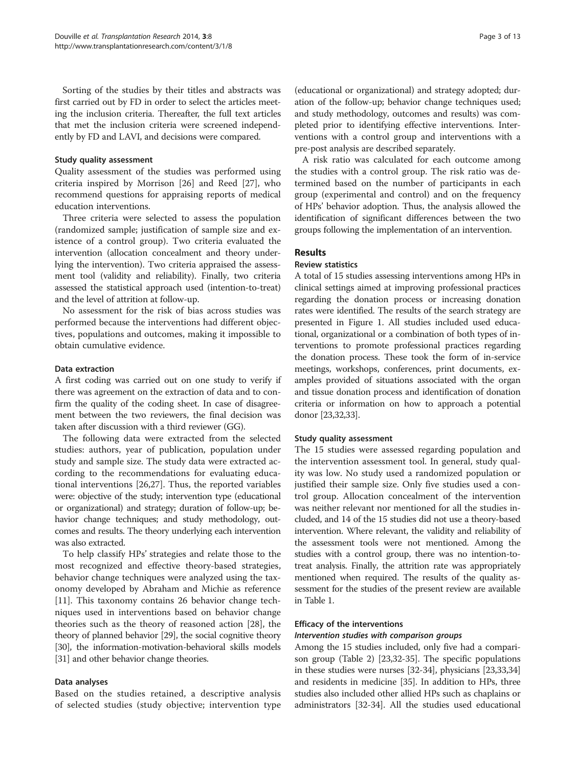Sorting of the studies by their titles and abstracts was first carried out by FD in order to select the articles meeting the inclusion criteria. Thereafter, the full text articles that met the inclusion criteria were screened independently by FD and LAVI, and decisions were compared.

### Study quality assessment

Quality assessment of the studies was performed using criteria inspired by Morrison [26] and Reed [27], who recommend questions for appraising reports of medical education interventions.

Three criteria were selected to assess the population (randomized sample; justification of sample size and existence of a control group). Two criteria evaluated the intervention (allocation concealment and theory underlying the intervention). Two criteria appraised the assessment tool (validity and reliability). Finally, two criteria assessed the statistical approach used (intention-to-treat) and the level of attrition at follow-up.

No assessment for the risk of bias across studies was performed because the interventions had different objectives, populations and outcomes, making it impossible to obtain cumulative evidence.

### Data extraction

A first coding was carried out on one study to verify if there was agreement on the extraction of data and to confirm the quality of the coding sheet. In case of disagreement between the two reviewers, the final decision was taken after discussion with a third reviewer (GG).

The following data were extracted from the selected studies: authors, year of publication, population under study and sample size. The study data were extracted according to the recommendations for evaluating educational interventions [26,27]. Thus, the reported variables were: objective of the study; intervention type (educational or organizational) and strategy; duration of follow-up; behavior change techniques; and study methodology, outcomes and results. The theory underlying each intervention was also extracted.

To help classify HPs' strategies and relate those to the most recognized and effective theory-based strategies, behavior change techniques were analyzed using the taxonomy developed by Abraham and Michie as reference [11]. This taxonomy contains 26 behavior change techniques used in interventions based on behavior change theories such as the theory of reasoned action [28], the theory of planned behavior [29], the social cognitive theory [30], the information-motivation-behavioral skills models [31] and other behavior change theories.

### Data analyses

Based on the studies retained, a descriptive analysis of selected studies (study objective; intervention type (educational or organizational) and strategy adopted; duration of the follow-up; behavior change techniques used; and study methodology, outcomes and results) was completed prior to identifying effective interventions. Interventions with a control group and interventions with a pre-post analysis are described separately.

A risk ratio was calculated for each outcome among the studies with a control group. The risk ratio was determined based on the number of participants in each group (experimental and control) and on the frequency of HPs' behavior adoption. Thus, the analysis allowed the identification of significant differences between the two groups following the implementation of an intervention.

## Results

### Review statistics

A total of 15 studies assessing interventions among HPs in clinical settings aimed at improving professional practices regarding the donation process or increasing donation rates were identified. The results of the search strategy are presented in Figure 1. All studies included used educational, organizational or a combination of both types of interventions to promote professional practices regarding the donation process. These took the form of in-service meetings, workshops, conferences, print documents, examples provided of situations associated with the organ and tissue donation process and identification of donation criteria or information on how to approach a potential donor [23,32,33].

### Study quality assessment

The 15 studies were assessed regarding population and the intervention assessment tool. In general, study quality was low. No study used a randomized population or justified their sample size. Only five studies used a control group. Allocation concealment of the intervention was neither relevant nor mentioned for all the studies included, and 14 of the 15 studies did not use a theory-based intervention. Where relevant, the validity and reliability of the assessment tools were not mentioned. Among the studies with a control group, there was no intention-to-treat analysis. Finally, the attrition rate was appropriately mentioned when required. The results of the quality assessment for the studies of the present review are available in Table 1.

### Efficacy of the interventions

#### *Intervention studies with comparison groups*

Among the 15 studies included, only five had a comparison group (Table 2) [23,32-35]. The specific populations in these studies were nurses [32-34], physicians [23,33,34] and residents in medicine [35]. In addition to HPs, three studies also included other allied HPs such as chaplains or administrators [32-34]. All the studies used educational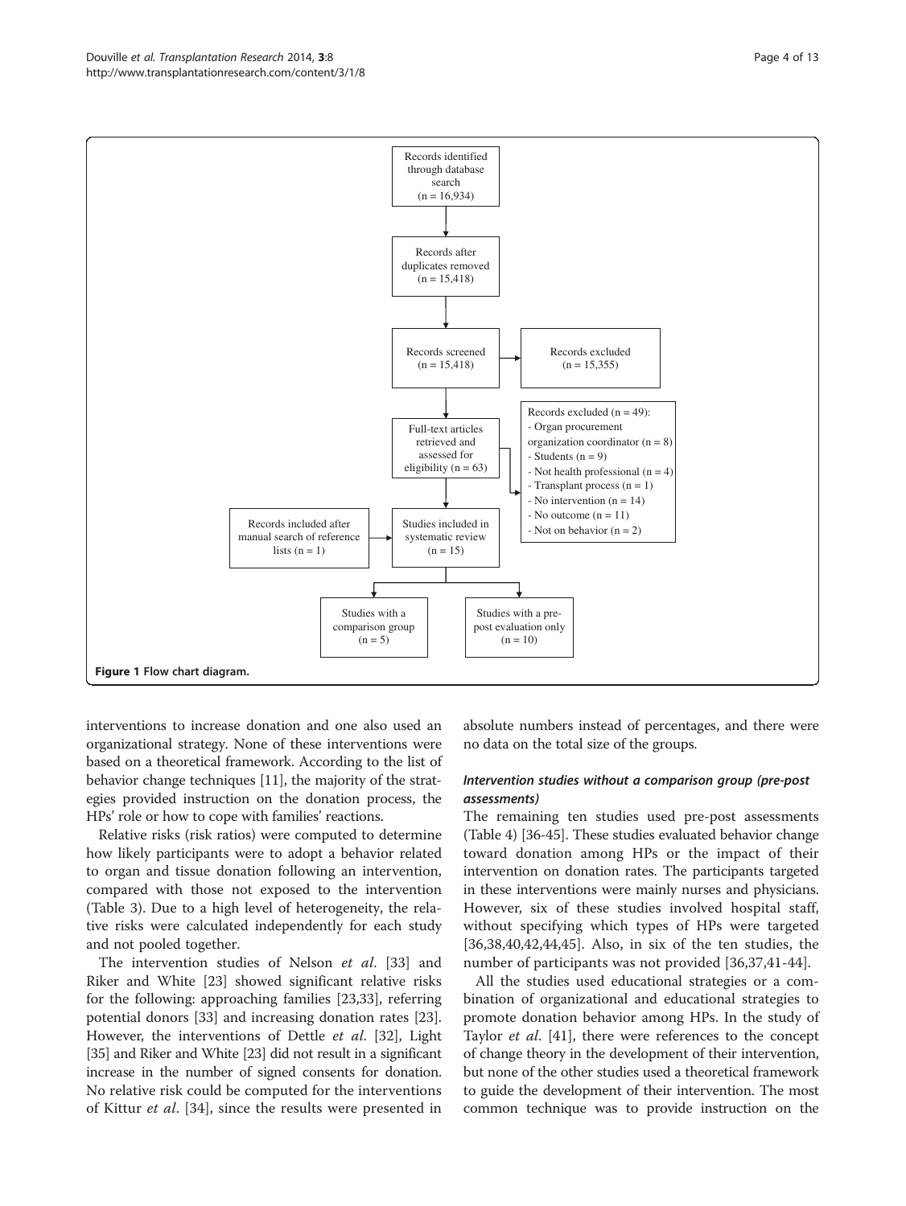Records identified through database search (n = 16,934)

Records after duplicates removed (n = 15,418)

Records screened (n = 15,418)

Records excluded (n = 15,355)

Full-text articles retrieved and assessed for eligibility (n = 63)

Records excluded (n = 49):
- Organ procurement organization coordinator (n = 8)
- Students (n = 9)
- Not health professional (n = 4)
- Transplant process (n = 1)
- No intervention (n = 14)
- No outcome (n = 11)
- Not on behavior (n = 2)

Records included after manual search of reference lists (n = 1)

Studies included in systematic review (n = 15)

Studies with a comparison group (n = 5)

Studies with a pre-post evaluation only (n = 10)

**Figure 1 Flow chart diagram.**

interventions to increase donation and one also used an organizational strategy. None of these interventions were based on a theoretical framework. According to the list of behavior change techniques [11], the majority of the strategies provided instruction on the donation process, the HPs' role or how to cope with families' reactions.

Relative risks (risk ratios) were computed to determine how likely participants were to adopt a behavior related to organ and tissue donation following an intervention, compared with those not exposed to the intervention (Table 3). Due to a high level of heterogeneity, the relative risks were calculated independently for each study and not pooled together.

The intervention studies of Nelson *et al*. [33] and Riker and White [23] showed significant relative risks for the following: approaching families [23,33], referring potential donors [33] and increasing donation rates [23]. However, the interventions of Dettle *et al*. [32], Light [35] and Riker and White [23] did not result in a significant increase in the number of signed consents for donation. No relative risk could be computed for the interventions of Kittur *et al*. [34], since the results were presented in absolute numbers instead of percentages, and there were no data on the total size of the groups.

### *Intervention studies without a comparison group (pre-post assessments)*

The remaining ten studies used pre-post assessments (Table 4) [36-45]. These studies evaluated behavior change toward donation among HPs or the impact of their intervention on donation rates. The participants targeted in these interventions were mainly nurses and physicians. However, six of these studies involved hospital staff, without specifying which types of HPs were targeted [36,38,40,42,44,45]. Also, in six of the ten studies, the number of participants was not provided [36,37,41-44].

All the studies used educational strategies or a combination of organizational and educational strategies to promote donation behavior among HPs. In the study of Taylor *et al*. [41], there were references to the concept of change theory in the development of their intervention, but none of the other studies used a theoretical framework to guide the development of their intervention. The most common technique was to provide instruction on the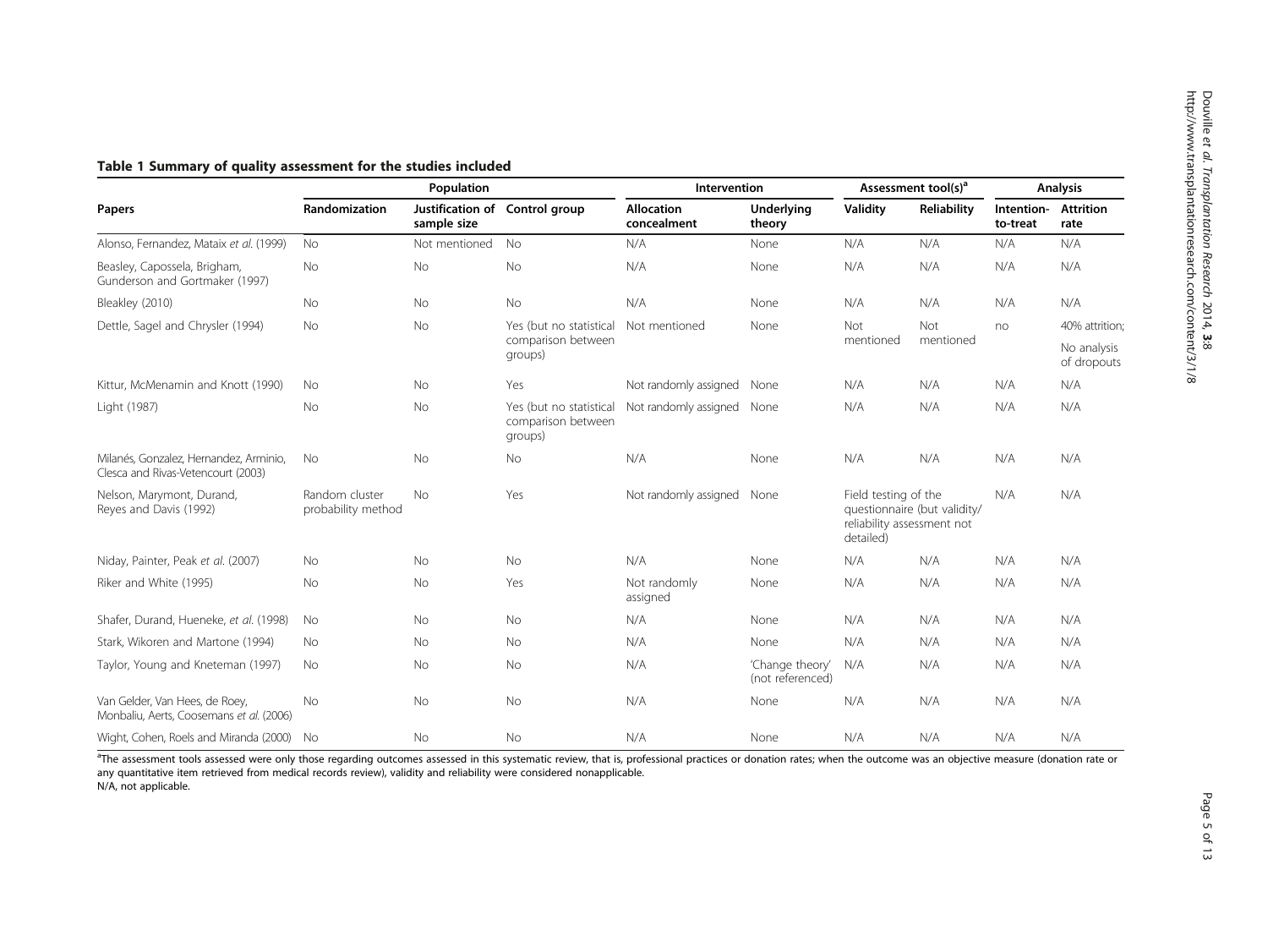**Table 1 Summary of quality assessment for the studies included**

| Papers | Population | | | Intervention | | Assessment tool(s)[a] | | Analysis | |
|---|---|---|---|---|---|---|---|---|---|
| | Randomization | Justification of sample size | Control group | Allocation concealment | Underlying theory | Validity | Reliability | Intention-to-treat | Attrition rate |
| Alonso, Fernandez, Mataix *et al*. (1999) | No | Not mentioned | No | N/A | None | N/A | N/A | N/A | N/A |
| Beasley, Capossela, Brigham, Gunderson and Gortmaker (1997) | No | No | No | N/A | None | N/A | N/A | N/A | N/A |
| Bleakley (2010) | No | No | No | N/A | None | N/A | N/A | N/A | N/A |
| Dettle, Sagel and Chrysler (1994) | No | No | Yes (but no statistical comparison between groups) | Not mentioned | None | Not mentioned | Not mentioned | no | 40% attrition; No analysis of dropouts |
| Kittur, McMenamin and Knott (1990) | No | No | Yes | Not randomly assigned | None | N/A | N/A | N/A | N/A |
| Light (1987) | No | No | Yes (but no statistical comparison between groups) | Not randomly assigned | None | N/A | N/A | N/A | N/A |
| Milanés, Gonzalez, Hernandez, Arminio, Clesca and Rivas-Vetencourt (2003) | No | No | No | N/A | None | N/A | N/A | N/A | N/A |
| Nelson, Marymont, Durand, Reyes and Davis (1992) | Random cluster probability method | No | Yes | Not randomly assigned | None | Field testing of the questionnaire (but validity/reliability assessment not detailed) | | N/A | N/A |
| Niday, Painter, Peak *et al*. (2007) | No | No | No | N/A | None | N/A | N/A | N/A | N/A |
| Riker and White (1995) | No | No | Yes | Not randomly assigned | None | N/A | N/A | N/A | N/A |
| Shafer, Durand, Hueneke, *et al*. (1998) | No | No | No | N/A | None | N/A | N/A | N/A | N/A |
| Stark, Wikoren and Martone (1994) | No | No | No | N/A | None | N/A | N/A | N/A | N/A |
| Taylor, Young and Kneteman (1997) | No | No | No | N/A | 'Change theory' (not referenced) | N/A | N/A | N/A | N/A |
| Van Gelder, Van Hees, de Roey, Monbaliu, Aerts, Coosemans *et al*. (2006) | No | No | No | N/A | None | N/A | N/A | N/A | N/A |
| Wight, Cohen, Roels and Miranda (2000) | No | No | No | N/A | None | N/A | N/A | N/A | N/A |

[a]The assessment tools assessed were only those regarding outcomes assessed in this systematic review, that is, professional practices or donation rates; when the outcome was an objective measure (donation rate or any quantitative item retrieved from medical records review), validity and reliability were considered nonapplicable.
N/A, not applicable.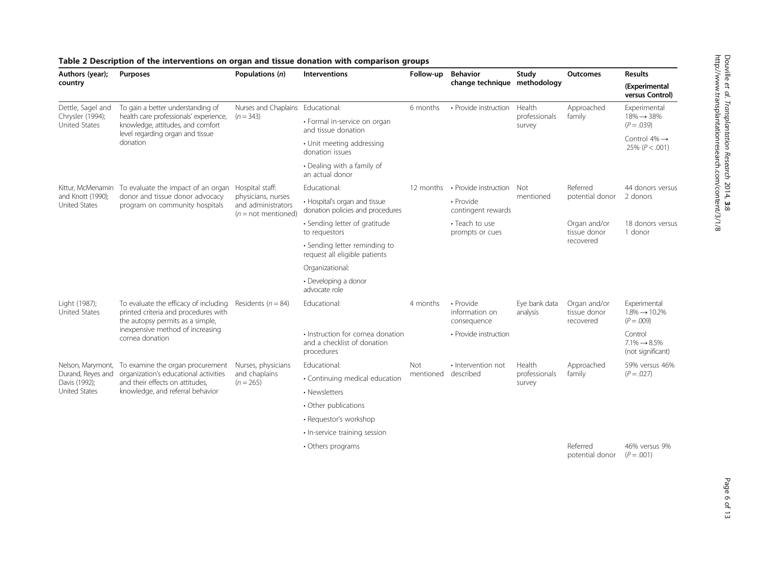**Table 2 Description of the interventions on organ and tissue donation with comparison groups**

| Authors (year); country | Purposes | Populations (n) | Interventions | Follow-up | Behavior change technique | Study methodology | Outcomes | Results (Experimental versus Control) |
|---|---|---|---|---|---|---|---|---|
| Dettle, Sagel and Chrysler (1994); United States | To gain a better understanding of health care professionals' experience, knowledge, attitudes, and comfort level regarding organ and tissue donation | Nurses and Chaplains ($n = 343$) | Educational: | 6 months | • Provide instruction | Health professionals survey | Approached family | Experimental 18% → 38% ($P = .039$) |
| | | | • Formal in-service on organ and tissue donation | | | | | Control 4% → 25% ($P < .001$) |
| | | | • Unit meeting addressing donation issues | | | | | |
| | | | • Dealing with a family of an actual donor | | | | | |
| Kittur, McMenamin and Knott (1990); United States | To evaluate the impact of an organ donor and tissue donor advocacy program on community hospitals | Hospital staff: physicians, nurses and administrators ($n$ = not mentioned) | Educational: | 12 months | • Provide instruction | Not mentioned | Referred potential donor | 44 donors versus 2 donors |
| | | | • Hospital's organ and tissue donation policies and procedures | | • Provide contingent rewards | | | |
| | | | • Sending letter of gratitude to requestors | | • Teach to use prompts or cues | | Organ and/or tissue donor recovered | 18 donors versus 1 donor |
| | | | • Sending letter reminding to request all eligible patients | | | | | |
| | | | Organizational: | | | | | |
| | | | • Developing a donor advocate role | | | | | |
| Light (1987); United States | To evaluate the efficacy of including printed criteria and procedures with the autopsy permits as a simple, inexpensive method of increasing cornea donation | Residents ($n = 84$) | Educational: | 4 months | • Provide information on consequence | Eye bank data analysis | Organ and/or tissue donor recovered | Experimental 1.8% → 10.2% ($P = .009$) |
| | | | • Instruction for cornea donation and a checklist of donation procedures | | • Provide instruction | | | Control 7.1% → 8.5% (not significant) |
| Nelson, Marymont, Durand, Reyes and Davis (1992); United States | To examine the organ procurement organization's educational activities and their effects on attitudes, knowledge, and referral behavior | Nurses, physicians and chaplains ($n = 265$) | Educational: | Not mentioned | • Intervention not described | Health professionals survey | Approached family | 59% versus 46% ($P = .027$) |
| | | | • Continuing medical education | | | | | |
| | | | • Newsletters | | | | | |
| | | | • Other publications | | | | | |
| | | | • Requestor's workshop | | | | | |
| | | | • In-service training session | | | | | |
| | | | • Others programs | | | | Referred potential donor | 46% versus 9% ($P = .001$) |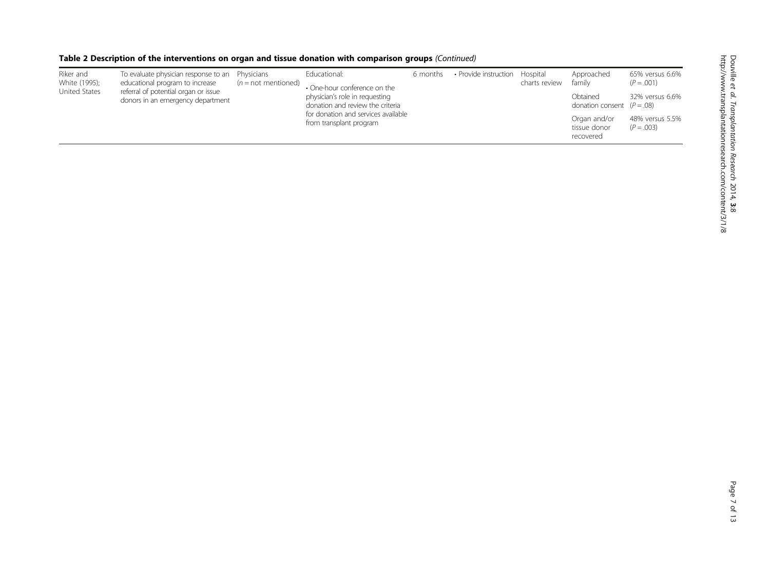**Table 2 Description of the interventions on organ and tissue donation with comparison groups** *(Continued)*

| | | | | | | | | |
|---|---|---|---|---|---|---|---|---|
| Riker and White (1995); United States | To evaluate physician response to an educational program to increase referral of potential organ or issue donors in an emergency department | Physicians (*n* = not mentioned) | Educational: • One-hour conference on the physician's role in requesting donation and review the criteria for donation and services available from transplant program | 6 months | • Provide instruction | Hospital charts review | Approached family | 65% versus 6.6% ($P = .001$) |
| | | | | | | | Obtained donation consent | 32% versus 6.6% ($P = .08$) |
| | | | | | | | Organ and/or tissue donor recovered | 48% versus 5.5% ($P = .003$) |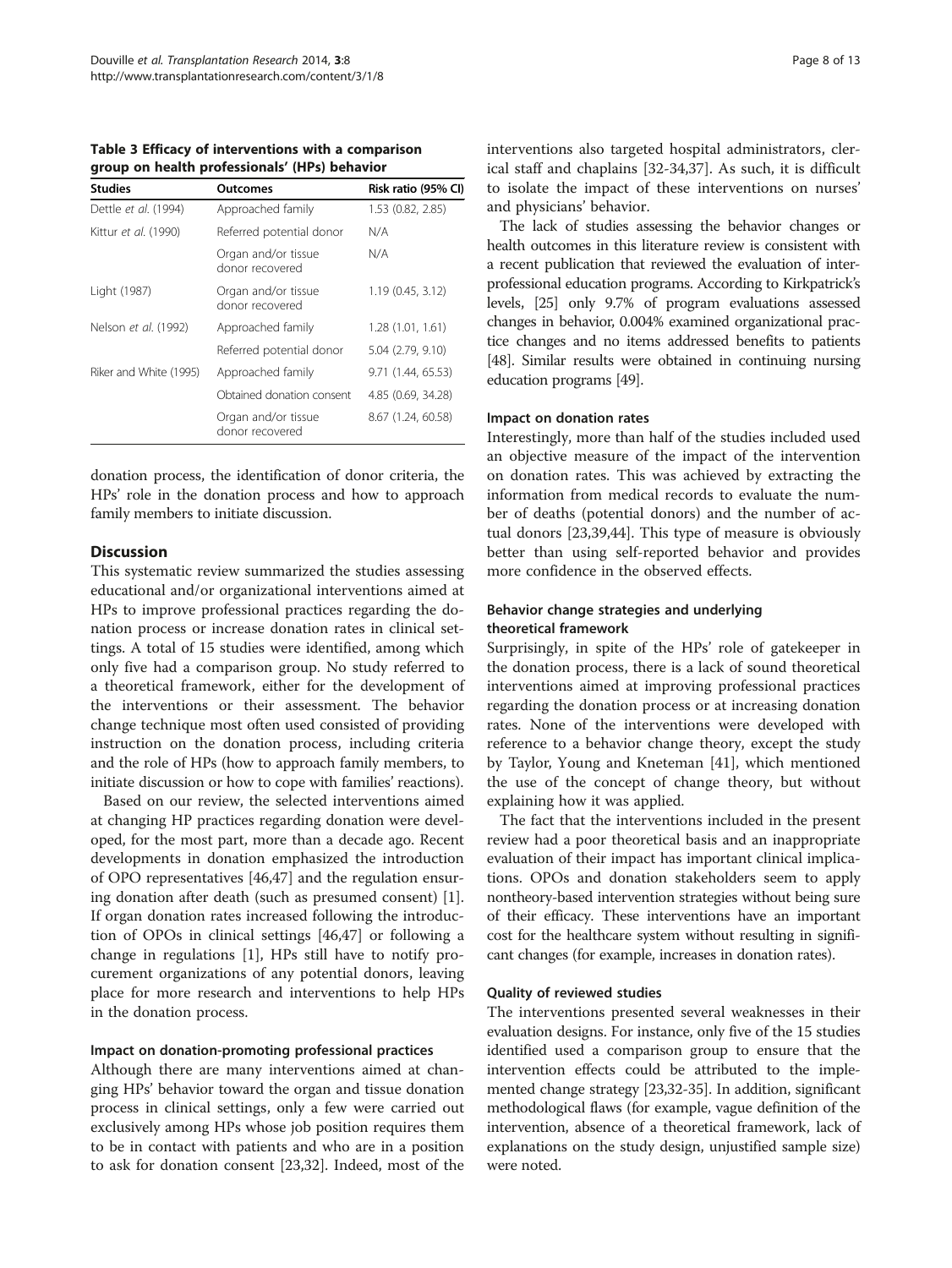**Table 3 Efficacy of interventions with a comparison group on health professionals' (HPs) behavior**

| Studies | Outcomes | Risk ratio (95% CI) |
| --- | --- | --- |
| Dettle *et al.* (1994) | Approached family | 1.53 (0.82, 2.85) |
| Kittur *et al.* (1990) | Referred potential donor | N/A |
| | Organ and/or tissue donor recovered | N/A |
| Light (1987) | Organ and/or tissue donor recovered | 1.19 (0.45, 3.12) |
| Nelson *et al.* (1992) | Approached family | 1.28 (1.01, 1.61) |
| | Referred potential donor | 5.04 (2.79, 9.10) |
| Riker and White (1995) | Approached family | 9.71 (1.44, 65.53) |
| | Obtained donation consent | 4.85 (0.69, 34.28) |
| | Organ and/or tissue donor recovered | 8.67 (1.24, 60.58) |

donation process, the identification of donor criteria, the HPs' role in the donation process and how to approach family members to initiate discussion.

## Discussion

This systematic review summarized the studies assessing educational and/or organizational interventions aimed at HPs to improve professional practices regarding the donation process or increase donation rates in clinical settings. A total of 15 studies were identified, among which only five had a comparison group. No study referred to a theoretical framework, either for the development of the interventions or their assessment. The behavior change technique most often used consisted of providing instruction on the donation process, including criteria and the role of HPs (how to approach family members, to initiate discussion or how to cope with families' reactions).

Based on our review, the selected interventions aimed at changing HP practices regarding donation were developed, for the most part, more than a decade ago. Recent developments in donation emphasized the introduction of OPO representatives [46,47] and the regulation ensuring donation after death (such as presumed consent) [1]. If organ donation rates increased following the introduction of OPOs in clinical settings [46,47] or following a change in regulations [1], HPs still have to notify procurement organizations of any potential donors, leaving place for more research and interventions to help HPs in the donation process.

### Impact on donation-promoting professional practices

Although there are many interventions aimed at changing HPs' behavior toward the organ and tissue donation process in clinical settings, only a few were carried out exclusively among HPs whose job position requires them to be in contact with patients and who are in a position to ask for donation consent [23,32]. Indeed, most of the interventions also targeted hospital administrators, clerical staff and chaplains [32-34,37]. As such, it is difficult to isolate the impact of these interventions on nurses' and physicians' behavior.

The lack of studies assessing the behavior changes or health outcomes in this literature review is consistent with a recent publication that reviewed the evaluation of interprofessional education programs. According to Kirkpatrick's levels, [25] only 9.7% of program evaluations assessed changes in behavior, 0.004% examined organizational practice changes and no items addressed benefits to patients [48]. Similar results were obtained in continuing nursing education programs [49].

### Impact on donation rates

Interestingly, more than half of the studies included used an objective measure of the impact of the intervention on donation rates. This was achieved by extracting the information from medical records to evaluate the number of deaths (potential donors) and the number of actual donors [23,39,44]. This type of measure is obviously better than using self-reported behavior and provides more confidence in the observed effects.

### Behavior change strategies and underlying theoretical framework

Surprisingly, in spite of the HPs' role of gatekeeper in the donation process, there is a lack of sound theoretical interventions aimed at improving professional practices regarding the donation process or at increasing donation rates. None of the interventions were developed with reference to a behavior change theory, except the study by Taylor, Young and Kneteman [41], which mentioned the use of the concept of change theory, but without explaining how it was applied.

The fact that the interventions included in the present review had a poor theoretical basis and an inappropriate evaluation of their impact has important clinical implications. OPOs and donation stakeholders seem to apply nontheory-based intervention strategies without being sure of their efficacy. These interventions have an important cost for the healthcare system without resulting in significant changes (for example, increases in donation rates).

### Quality of reviewed studies

The interventions presented several weaknesses in their evaluation designs. For instance, only five of the 15 studies identified used a comparison group to ensure that the intervention effects could be attributed to the implemented change strategy [23,32-35]. In addition, significant methodological flaws (for example, vague definition of the intervention, absence of a theoretical framework, lack of explanations on the study design, unjustified sample size) were noted.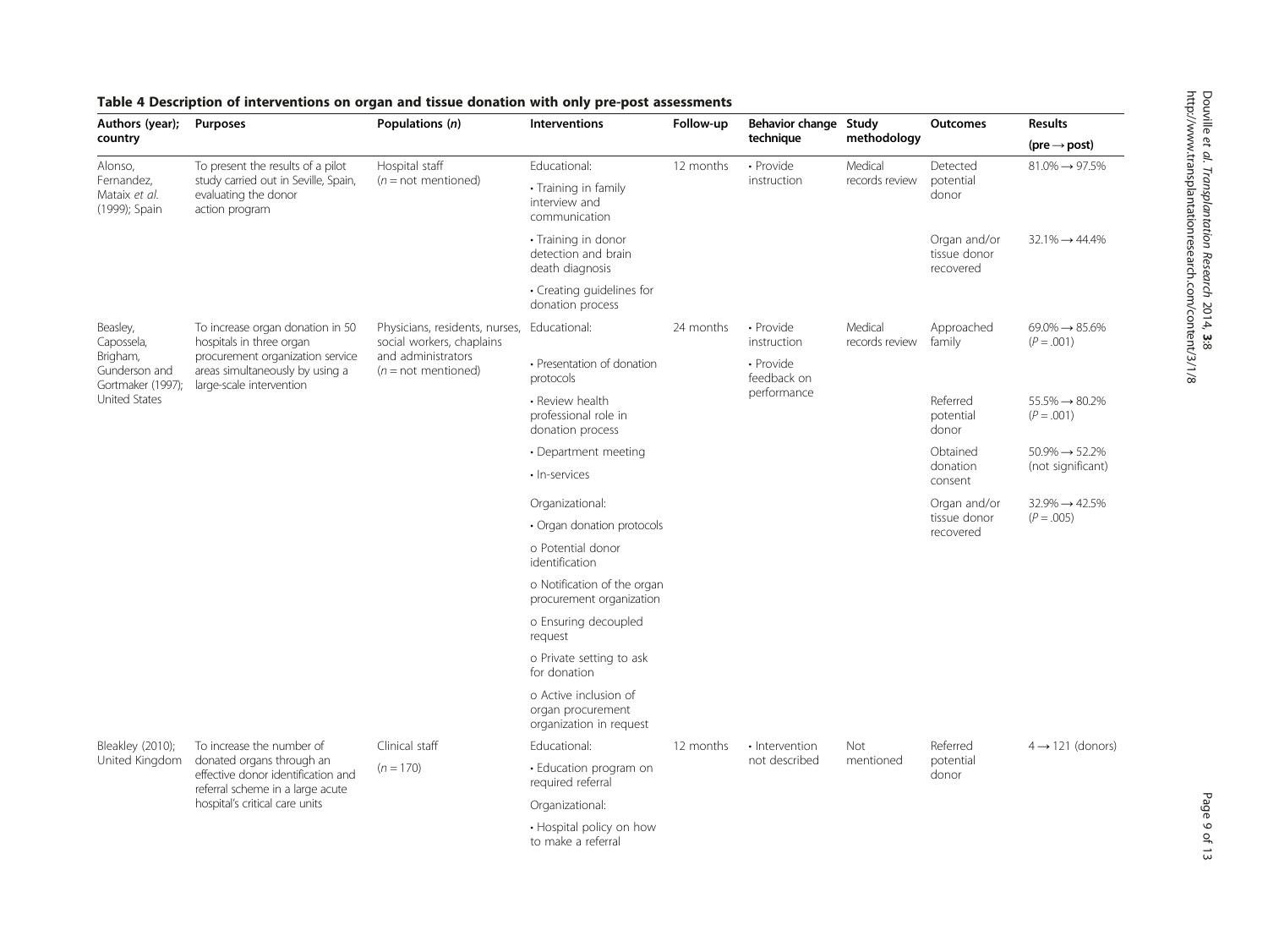**Table 4 Description of interventions on organ and tissue donation with only pre-post assessments**

| Authors (year); country | Purposes | Populations (n) | Interventions | Follow-up | Behavior change technique | Study methodology | Outcomes | Results (pre → post) |
|---|---|---|---|---|---|---|---|---|
| Alonso, Fernandez, Mataix *et al.* (1999); Spain | To present the results of a pilot study carried out in Seville, Spain, evaluating the donor action program | Hospital staff (*n* = not mentioned) | Educational: • Training in family interview and communication • Training in donor detection and brain death diagnosis • Creating guidelines for donation process | 12 months | • Provide instruction | Medical records review | Detected potential donor | 81.0% → 97.5% |
| | | | | | | | Organ and/or tissue donor recovered | 32.1% → 44.4% |
| Beasley, Capossela, Brigham, Gunderson and Gortmaker (1997); United States | To increase organ donation in 50 hospitals in three organ procurement organization service areas simultaneously by using a large-scale intervention | Physicians, residents, nurses, social workers, chaplains and administrators (*n* = not mentioned) | Educational: • Presentation of donation protocols • Review health professional role in donation process • Department meeting • In-services Organizational: • Organ donation protocols o Potential donor identification o Notification of the organ procurement organization o Ensuring decoupled request o Private setting to ask for donation o Active inclusion of organ procurement organization in request | 24 months | • Provide instruction • Provide feedback on performance | Medical records review | Approached family | 69.0% → 85.6% (*P* = .001) |
| | | | | | | | Referred potential donor | 55.5% → 80.2% (*P* = .001) |
| | | | | | | | Obtained donation consent | 50.9% → 52.2% (not significant) |
| | | | | | | | Organ and/or tissue donor recovered | 32.9% → 42.5% (*P* = .005) |
| Bleakley (2010); United Kingdom | To increase the number of donated organs through an effective donor identification and referral scheme in a large acute hospital's critical care units | Clinical staff (*n* = 170) | Educational: • Education program on required referral Organizational: • Hospital policy on how to make a referral | 12 months | • Intervention not described | Not mentioned | Referred potential donor | 4 → 121 (donors) |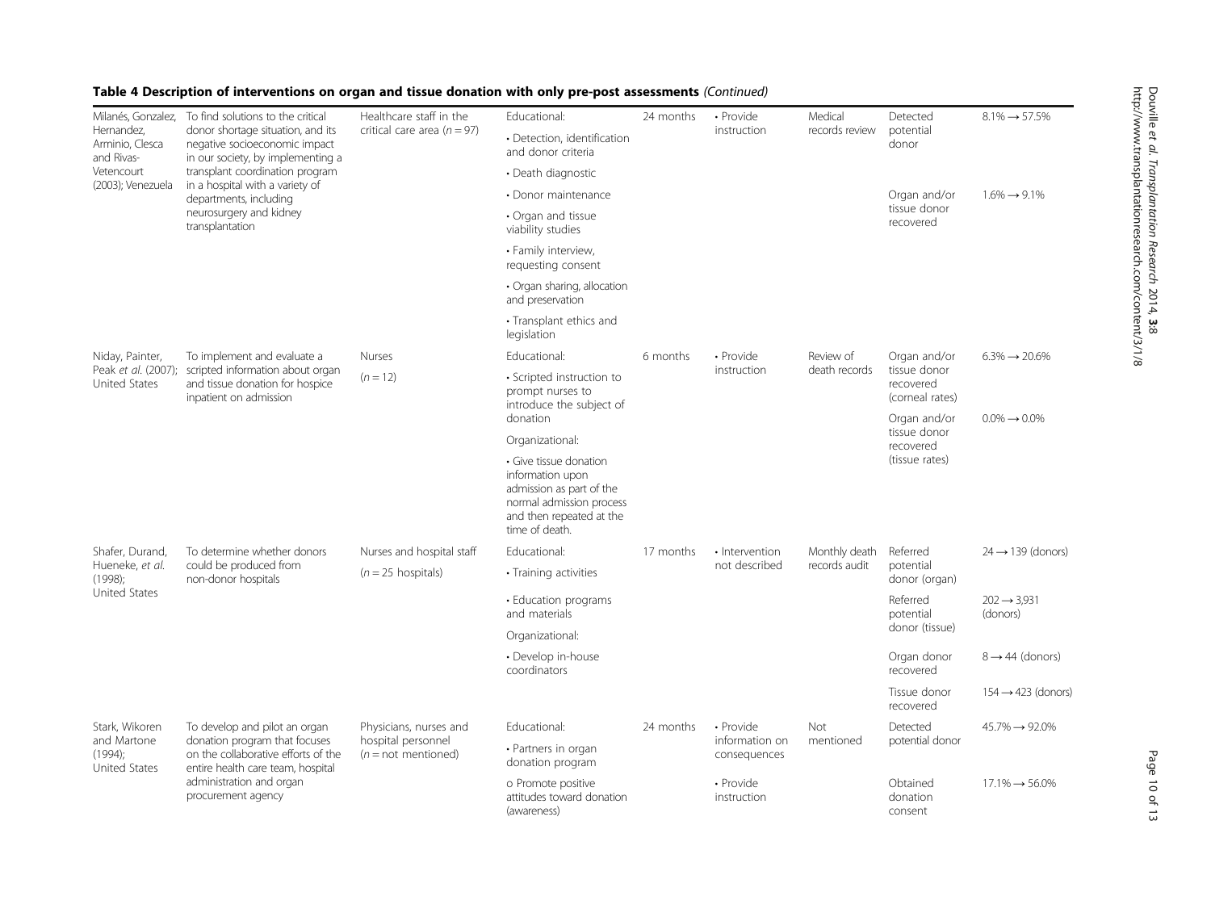## Table 4 Description of interventions on organ and tissue donation with only pre-post assessments *(Continued)*

| | | | | | | | | |
|---|---|---|---|---|---|---|---|---|
| Milanés, Gonzalez, Hernandez, Arminio, Clesca and Rivas-Vetencourt (2003); Venezuela | To find solutions to the critical donor shortage situation, and its negative socioeconomic impact in our society, by implementing a transplant coordination program in a hospital with a variety of departments, including neurosurgery and kidney transplantation | Healthcare staff in the critical care area ($n = 97$) | Educational: | 24 months | • Provide instruction | Medical records review | Detected potential donor | 8.1% → 57.5% |
| | | | • Detection, identification and donor criteria | | | | | |
| | | | • Death diagnostic | | | | | |
| | | | • Donor maintenance | | | | Organ and/or tissue donor recovered | 1.6% → 9.1% |
| | | | • Organ and tissue viability studies | | | | | |
| | | | • Family interview, requesting consent | | | | | |
| | | | • Organ sharing, allocation and preservation | | | | | |
| | | | • Transplant ethics and legislation | | | | | |
| Niday, Painter, Peak *et al.* (2007); United States | To implement and evaluate a scripted information about organ and tissue donation for hospice inpatient on admission | Nurses ($n = 12$) | Educational: | 6 months | • Provide instruction | Review of death records | Organ and/or tissue donor recovered (corneal rates) | 6.3% → 20.6% |
| | | | • Scripted instruction to prompt nurses to introduce the subject of donation | | | | Organ and/or tissue donor recovered (tissue rates) | 0.0% → 0.0% |
| | | | Organizational: | | | | | |
| | | | • Give tissue donation information upon admission as part of the normal admission process and then repeated at the time of death. | | | | | |
| Shafer, Durand, Hueneke, *et al.* (1998); United States | To determine whether donors could be produced from non-donor hospitals | Nurses and hospital staff ($n = 25$ hospitals) | Educational: | 17 months | • Intervention not described | Monthly death records audit | Referred potential donor (organ) | 24 → 139 (donors) |
| | | | • Training activities | | | | | |
| | | | • Education programs and materials | | | | Referred potential donor (tissue) | 202 → 3,931 (donors) |
| | | | Organizational: | | | | | |
| | | | • Develop in-house coordinators | | | | Organ donor recovered | 8 → 44 (donors) |
| | | | | | | | Tissue donor recovered | 154 → 423 (donors) |
| Stark, Wikoren and Martone (1994); United States | To develop and pilot an organ donation program that focuses on the collaborative efforts of the entire health care team, hospital administration and organ procurement agency | Physicians, nurses and hospital personnel ($n$ = not mentioned) | Educational: | 24 months | • Provide information on consequences | Not mentioned | Detected potential donor | 45.7% → 92.0% |
| | | | • Partners in organ donation program | | | | | |
| | | | o Promote positive attitudes toward donation (awareness) | | • Provide instruction | | Obtained donation consent | 17.1% → 56.0% |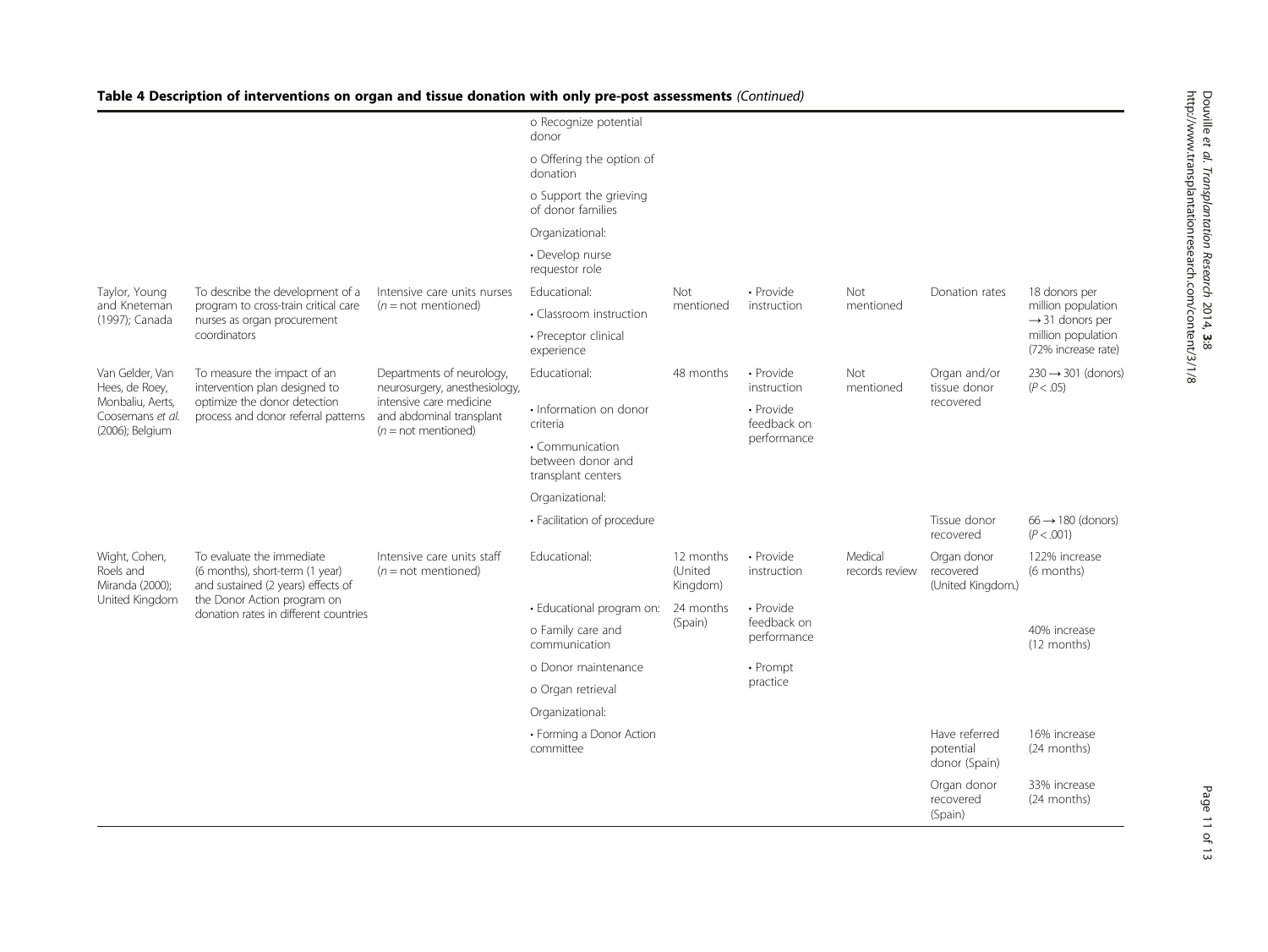**Table 4 Description of interventions on organ and tissue donation with only pre-post assessments** *(Continued)*

| | | | | | | | | |
|---|---|---|---|---|---|---|---|---|
| | | | o Recognize potential donor | | | | | |
| | | | o Offering the option of donation | | | | | |
| | | | o Support the grieving of donor families | | | | | |
| | | | Organizational: | | | | | |
| | | | • Develop nurse requestor role | | | | | |
| Taylor, Young and Kneteman (1997); Canada | To describe the development of a program to cross-train critical care nurses as organ procurement coordinators | Intensive care units nurses ($n$ = not mentioned) | Educational: | Not mentioned | • Provide instruction | Not mentioned | Donation rates | 18 donors per million population → 31 donors per million population (72% increase rate) |
| | | | • Classroom instruction | | | | | |
| | | | • Preceptor clinical experience | | | | | |
| Van Gelder, Van Hees, de Roey, Monbaliu, Aerts, Coosemans *et al.* (2006); Belgium | To measure the impact of an intervention plan designed to optimize the donor detection process and donor referral patterns | Departments of neurology, neurosurgery, anesthesiology, intensive care medicine and abdominal transplant ($n$ = not mentioned) | Educational: | 48 months | • Provide instruction | Not mentioned | Organ and/or tissue donor recovered | 230 → 301 (donors) ($P < .05$) |
| | | | • Information on donor criteria | | • Provide feedback on performance | | | |
| | | | • Communication between donor and transplant centers | | | | | |
| | | | Organizational: | | | | | |
| | | | • Facilitation of procedure | | | | Tissue donor recovered | 66 → 180 (donors) ($P < .001$) |
| Wight, Cohen, Roels and Miranda (2000); United Kingdom | To evaluate the immediate (6 months), short-term (1 year) and sustained (2 years) effects of the Donor Action program on donation rates in different countries | Intensive care units staff ($n$ = not mentioned) | Educational: | 12 months (United Kingdom) | • Provide instruction | Medical records review | Organ donor recovered (United Kingdom.) | 122% increase (6 months) |
| | | | • Educational program on: | 24 months (Spain) | • Provide feedback on performance | | | |
| | | | o Family care and communication | | | | | 40% increase (12 months) |
| | | | o Donor maintenance | | • Prompt practice | | | |
| | | | o Organ retrieval | | | | | |
| | | | Organizational: | | | | | |
| | | | • Forming a Donor Action committee | | | | Have referred potential donor (Spain) | 16% increase (24 months) |
| | | | | | | | Organ donor recovered (Spain) | 33% increase (24 months) |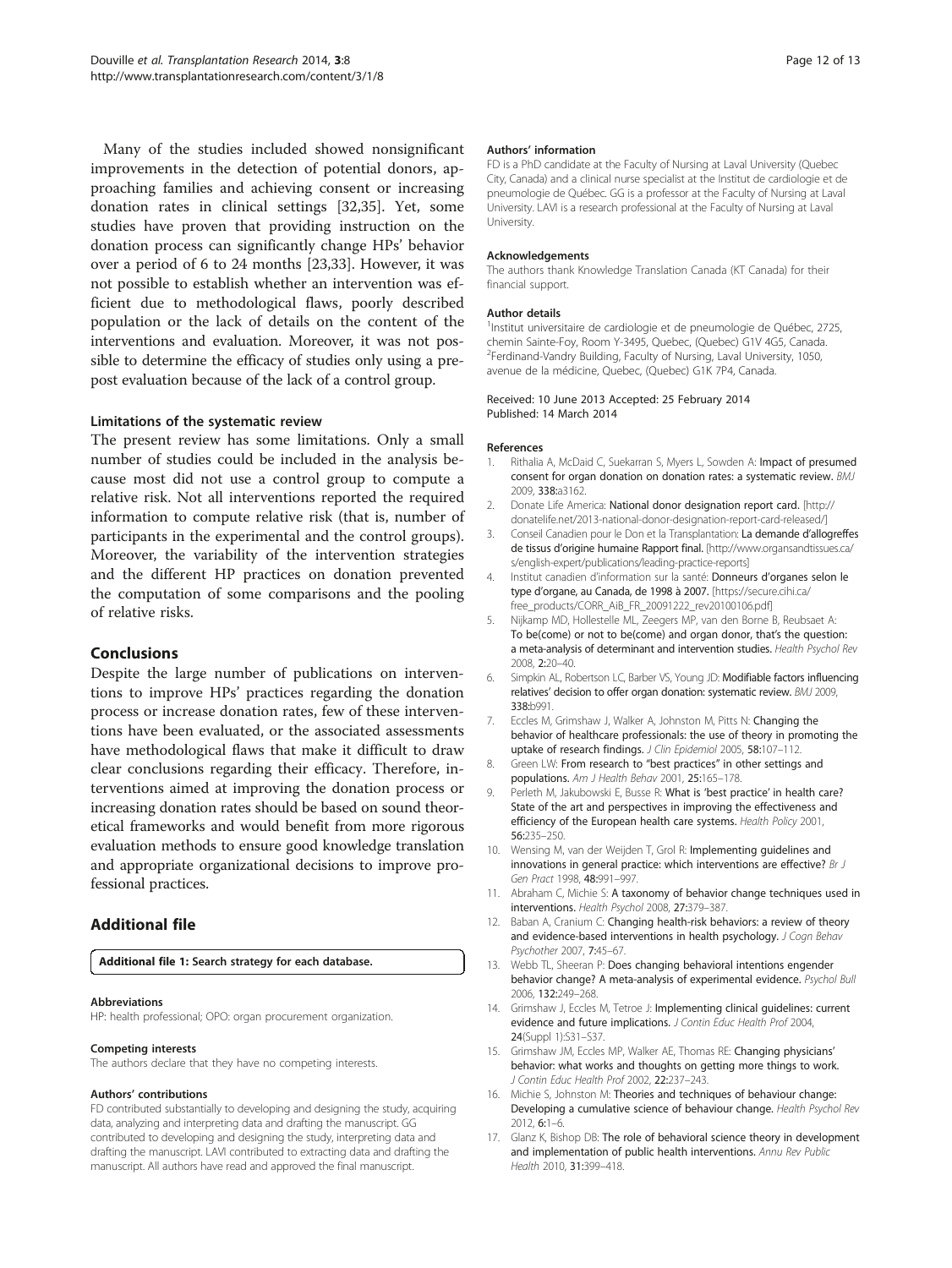Many of the studies included showed nonsignificant improvements in the detection of potential donors, approaching families and achieving consent or increasing donation rates in clinical settings [32,35]. Yet, some studies have proven that providing instruction on the donation process can significantly change HPs' behavior over a period of 6 to 24 months [23,33]. However, it was not possible to establish whether an intervention was efficient due to methodological flaws, poorly described population or the lack of details on the content of the interventions and evaluation. Moreover, it was not possible to determine the efficacy of studies only using a pre-post evaluation because of the lack of a control group.

### Limitations of the systematic review

The present review has some limitations. Only a small number of studies could be included in the analysis because most did not use a control group to compute a relative risk. Not all interventions reported the required information to compute relative risk (that is, number of participants in the experimental and the control groups). Moreover, the variability of the intervention strategies and the different HP practices on donation prevented the computation of some comparisons and the pooling of relative risks.

## Conclusions

Despite the large number of publications on interventions to improve HPs' practices regarding the donation process or increase donation rates, few of these interventions have been evaluated, or the associated assessments have methodological flaws that make it difficult to draw clear conclusions regarding their efficacy. Therefore, interventions aimed at improving the donation process or increasing donation rates should be based on sound theoretical frameworks and would benefit from more rigorous evaluation methods to ensure good knowledge translation and appropriate organizational decisions to improve professional practices.

## Additional file

**Additional file 1: Search strategy for each database.**

#### Abbreviations

HP: health professional; OPO: organ procurement organization.

#### Competing interests

The authors declare that they have no competing interests.

#### Authors' contributions

FD contributed substantially to developing and designing the study, acquiring data, analyzing and interpreting data and drafting the manuscript. GG contributed to developing and designing the study, interpreting data and drafting the manuscript. LAVI contributed to extracting data and drafting the manuscript. All authors have read and approved the final manuscript.

#### Authors' information

FD is a PhD candidate at the Faculty of Nursing at Laval University (Quebec City, Canada) and a clinical nurse specialist at the Institut de cardiologie et de pneumologie de Québec. GG is a professor at the Faculty of Nursing at Laval University. LAVI is a research professional at the Faculty of Nursing at Laval University.

#### Acknowledgements

The authors thank Knowledge Translation Canada (KT Canada) for their financial support.

#### Author details

[1]Institut universitaire de cardiologie et de pneumologie de Québec, 2725, chemin Sainte-Foy, Room Y-3495, Quebec, (Quebec) G1V 4G5, Canada. [2]Ferdinand-Vandry Building, Faculty of Nursing, Laval University, 1050, avenue de la médicine, Quebec, (Quebec) G1K 7P4, Canada.

Received: 10 June 2013 Accepted: 25 February 2014
Published: 14 March 2014

#### References

1. Rithalia A, McDaid C, Suekarran S, Myers L, Sowden A: **Impact of presumed consent for organ donation on donation rates: a systematic review.** *BMJ* 2009, **338:**a3162.
2. Donate Life America: **National donor designation report card.** [http://donatelife.net/2013-national-donor-designation-report-card-released/]
3. Conseil Canadien pour le Don et la Transplantation: **La demande d'allogreffes de tissus d'origine humaine Rapport final.** [http://www.organsandtissues.ca/s/english-expert/publications/leading-practice-reports]
4. Institut canadien d'information sur la santé: **Donneurs d'organes selon le type d'organe, au Canada, de 1998 à 2007.** [https://secure.cihi.ca/free_products/CORR_AiB_FR_20091222_rev20100106.pdf]
5. Nijkamp MD, Hollestelle ML, Zeegers MP, van den Borne B, Reubsaet A: **To be(come) or not to be(come) and organ donor, that's the question: a meta-analysis of determinant and intervention studies.** *Health Psychol Rev* 2008, **2:**20–40.
6. Simpkin AL, Robertson LC, Barber VS, Young JD: **Modifiable factors influencing relatives' decision to offer organ donation: systematic review.** *BMJ* 2009, **338:**b991.
7. Eccles M, Grimshaw J, Walker A, Johnston M, Pitts N: **Changing the behavior of healthcare professionals: the use of theory in promoting the uptake of research findings.** *J Clin Epidemiol* 2005, **58:**107–112.
8. Green LW: **From research to "best practices" in other settings and populations.** *Am J Health Behav* 2001, **25:**165–178.
9. Perleth M, Jakubowski E, Busse R: **What is 'best practice' in health care? State of the art and perspectives in improving the effectiveness and efficiency of the European health care systems.** *Health Policy* 2001, **56:**235–250.
10. Wensing M, van der Weijden T, Grol R: **Implementing guidelines and innovations in general practice: which interventions are effective?** *Br J Gen Pract* 1998, **48:**991–997.
11. Abraham C, Michie S: **A taxonomy of behavior change techniques used in interventions.** *Health Psychol* 2008, **27:**379–387.
12. Baban A, Cranium C: **Changing health-risk behaviors: a review of theory and evidence-based interventions in health psychology.** *J Cogn Behav Psychother* 2007, **7:**45–67.
13. Webb TL, Sheeran P: **Does changing behavioral intentions engender behavior change? A meta-analysis of experimental evidence.** *Psychol Bull* 2006, **132:**249–268.
14. Grimshaw J, Eccles M, Tetroe J: **Implementing clinical guidelines: current evidence and future implications.** *J Contin Educ Health Prof* 2004, **24**(Suppl 1):S31–S37.
15. Grimshaw JM, Eccles MP, Walker AE, Thomas RE: **Changing physicians' behavior: what works and thoughts on getting more things to work.** *J Contin Educ Health Prof* 2002, **22:**237–243.
16. Michie S, Johnston M: **Theories and techniques of behaviour change: Developing a cumulative science of behaviour change.** *Health Psychol Rev* 2012, **6:**1–6.
17. Glanz K, Bishop DB: **The role of behavioral science theory in development and implementation of public health interventions.** *Annu Rev Public Health* 2010, **31:**399–418.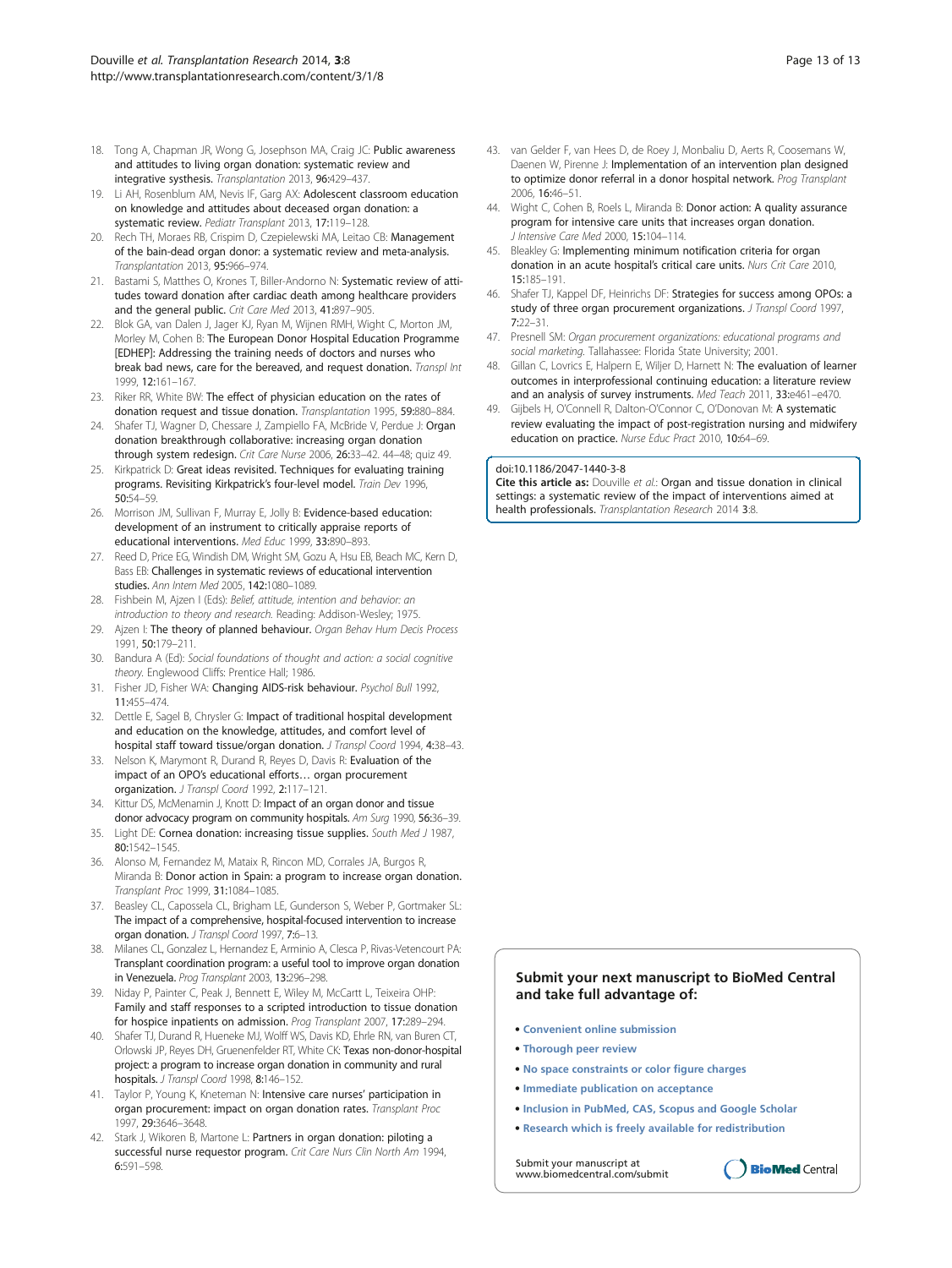18. Tong A, Chapman JR, Wong G, Josephson MA, Craig JC: **Public awareness and attitudes to living organ donation: systematic review and integrative synthesis.** *Transplantation* 2013, **96:**429–437.
19. Li AH, Rosenblum AM, Nevis IF, Garg AX: **Adolescent classroom education on knowledge and attitudes about deceased organ donation: a systematic review.** *Pediatr Transplant* 2013, **17:**119–128.
20. Rech TH, Moraes RB, Crispim D, Czepielewski MA, Leitao CB: **Management of the bain-dead organ donor: a systematic review and meta-analysis.** *Transplantation* 2013, **95:**966–974.
21. Bastami S, Matthes O, Krones T, Biller-Andorno N: **Systematic review of attitudes toward donation after cardiac death among healthcare providers and the general public.** *Crit Care Med* 2013, **41:**897–905.
22. Blok GA, van Dalen J, Jager KJ, Ryan M, Wijnen RMH, Wight C, Morton JM, Morley M, Cohen B: **The European Donor Hospital Education Programme [EDHEP]: Addressing the training needs of doctors and nurses who break bad news, care for the bereaved, and request donation.** *Transpl Int* 1999, **12:**161–167.
23. Riker RR, White BW: **The effect of physician education on the rates of donation request and tissue donation.** *Transplantation* 1995, **59:**880–884.
24. Shafer TJ, Wagner D, Chessare J, Zampiello FA, McBride V, Perdue J: **Organ donation breakthrough collaborative: increasing organ donation through system redesign.** *Crit Care Nurse* 2006, **26:**33–42. 44–48; quiz 49.
25. Kirkpatrick D: **Great ideas revisited. Techniques for evaluating training programs. Revisiting Kirkpatrick's four-level model.** *Train Dev* 1996, **50:**54–59.
26. Morrison JM, Sullivan F, Murray E, Jolly B: **Evidence-based education: development of an instrument to critically appraise reports of educational interventions.** *Med Educ* 1999, **33:**890–893.
27. Reed D, Price EG, Windish DM, Wright SM, Gozu A, Hsu EB, Beach MC, Kern D, Bass EB: **Challenges in systematic reviews of educational intervention studies.** *Ann Intern Med* 2005, **142:**1080–1089.
28. Fishbein M, Ajzen I (Eds): *Belief, attitude, intention and behavior: an introduction to theory and research.* Reading: Addison-Wesley; 1975.
29. Ajzen I: **The theory of planned behaviour.** *Organ Behav Hum Decis Process* 1991, **50:**179–211.
30. Bandura A (Ed): *Social foundations of thought and action: a social cognitive theory.* Englewood Cliffs: Prentice Hall; 1986.
31. Fisher JD, Fisher WA: **Changing AIDS-risk behaviour.** *Psychol Bull* 1992, **11:**455–474.
32. Dettle E, Sagel B, Chrysler G: **Impact of traditional hospital development and education on the knowledge, attitudes, and comfort level of hospital staff toward tissue/organ donation.** *J Transpl Coord* 1994, **4:**38–43.
33. Nelson K, Marymont R, Durand R, Reyes D, Davis R: **Evaluation of the impact of an OPO's educational efforts… organ procurement organization.** *J Transpl Coord* 1992, **2:**117–121.
34. Kittur DS, McMenamin J, Knott D: **Impact of an organ donor and tissue donor advocacy program on community hospitals.** *Am Surg* 1990, **56:**36–39.
35. Light DE: **Cornea donation: increasing tissue supplies.** *South Med J* 1987, **80:**1542–1545.
36. Alonso M, Fernandez M, Mataix R, Rincon MD, Corrales JA, Burgos R, Miranda B: **Donor action in Spain: a program to increase organ donation.** *Transplant Proc* 1999, **31:**1084–1085.
37. Beasley CL, Capossela CL, Brigham LE, Gunderson S, Weber P, Gortmaker SL: **The impact of a comprehensive, hospital-focused intervention to increase organ donation.** *J Transpl Coord* 1997, **7:**6–13.
38. Milanes CL, Gonzalez L, Hernandez E, Arminio A, Clesca P, Rivas-Vetencourt PA: **Transplant coordination program: a useful tool to improve organ donation in Venezuela.** *Prog Transplant* 2003, **13:**296–298.
39. Niday P, Painter C, Peak J, Bennett E, Wiley M, McCartt L, Teixeira OHP: **Family and staff responses to a scripted introduction to tissue donation for hospice inpatients on admission.** *Prog Transplant* 2007, **17:**289–294.
40. Shafer TJ, Durand R, Hueneke MJ, Wolff WS, Davis KD, Ehrle RN, van Buren CT, Orlowski JP, Reyes DH, Gruenenfelder RT, White CK: **Texas non-donor-hospital project: a program to increase organ donation in community and rural hospitals.** *J Transpl Coord* 1998, **8:**146–152.
41. Taylor P, Young K, Kneteman N: **Intensive care nurses' participation in organ procurement: impact on organ donation rates.** *Transplant Proc* 1997, **29:**3646–3648.
42. Stark J, Wikoren B, Martone L: **Partners in organ donation: piloting a successful nurse requestor program.** *Crit Care Nurs Clin North Am* 1994, **6:**591–598.
43. van Gelder F, van Hees D, de Roey J, Monbaliu D, Aerts R, Coosemans W, Daenen W, Pirenne J: **Implementation of an intervention plan designed to optimize donor referral in a donor hospital network.** *Prog Transplant* 2006, **16:**46–51.
44. Wight C, Cohen B, Roels L, Miranda B: **Donor action: A quality assurance program for intensive care units that increases organ donation.** *J Intensive Care Med* 2000, **15:**104–114.
45. Bleakley G: **Implementing minimum notification criteria for organ donation in an acute hospital's critical care units.** *Nurs Crit Care* 2010, **15:**185–191.
46. Shafer TJ, Kappel DF, Heinrichs DF: **Strategies for success among OPOs: a study of three organ procurement organizations.** *J Transpl Coord* 1997, **7:**22–31.
47. Presnell SM: *Organ procurement organizations: educational programs and social marketing.* Tallahassee: Florida State University; 2001.
48. Gillan C, Lovrics E, Halpern E, Wiljer D, Harnett N: **The evaluation of learner outcomes in interprofessional continuing education: a literature review and an analysis of survey instruments.** *Med Teach* 2011, **33:**e461–e470.
49. Gijbels H, O'Connell R, Dalton-O'Connor C, O'Donovan M: **A systematic review evaluating the impact of post-registration nursing and midwifery education on practice.** *Nurse Educ Pract* 2010, **10:**64–69.

doi:10.1186/2047-1440-3-8

**Cite this article as:** Douville *et al.*: Organ and tissue donation in clinical settings: a systematic review of the impact of interventions aimed at health professionals. *Transplantation Research* 2014 **3**:8.

**Submit your next manuscript to BioMed Central and take full advantage of:**

- **Convenient online submission**
- **Thorough peer review**
- **No space constraints or color figure charges**
- **Immediate publication on acceptance**
- **Inclusion in PubMed, CAS, Scopus and Google Scholar**
- **Research which is freely available for redistribution**

Submit your manuscript at
www.biomedcentral.com/submit

BioMed Central